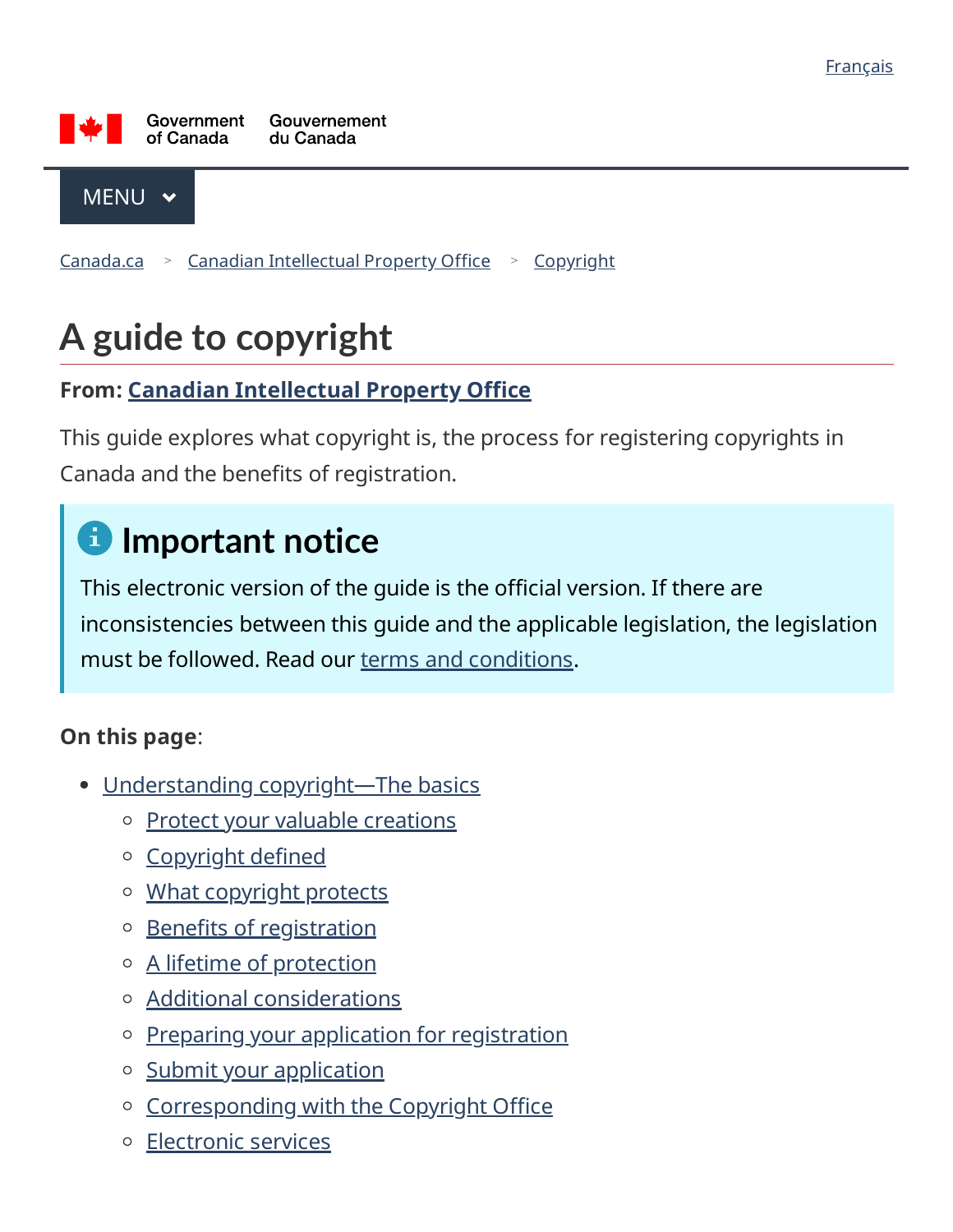Français

Government of Canada / Gouvernement du Canada

MENU

Canada.ca > Canadian Intellectual Property Office > Copyright

# A guide to copyright

**From: Canadian Intellectual Property Office**

This guide explores what copyright is, the process for registering copyrights in Canada and the benefits of registration.

> **Important notice**
>
> This electronic version of the guide is the official version. If there are inconsistencies between this guide and the applicable legislation, the legislation must be followed. Read our terms and conditions.

**On this page**:

- Understanding copyright—The basics
  - Protect your valuable creations
  - Copyright defined
  - What copyright protects
  - Benefits of registration
  - A lifetime of protection
  - Additional considerations
  - Preparing your application for registration
  - Submit your application
  - Corresponding with the Copyright Office
  - Electronic services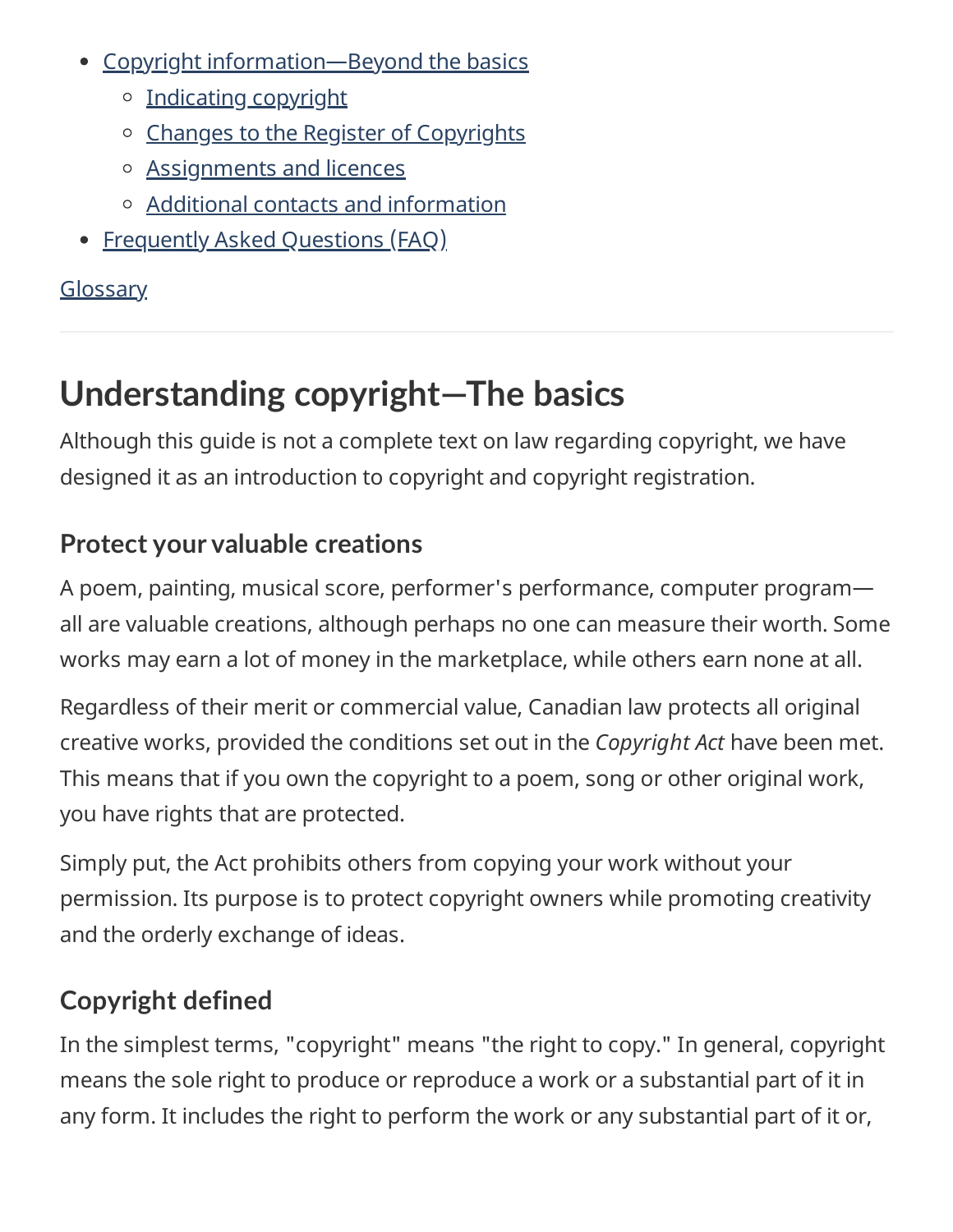- Copyright information—Beyond the basics
  - Indicating copyright
  - Changes to the Register of Copyrights
  - Assignments and licences
  - Additional contacts and information
- Frequently Asked Questions (FAQ)

Glossary

---

## Understanding copyright—The basics

Although this guide is not a complete text on law regarding copyright, we have designed it as an introduction to copyright and copyright registration.

### Protect your valuable creations

A poem, painting, musical score, performer's performance, computer program—all are valuable creations, although perhaps no one can measure their worth. Some works may earn a lot of money in the marketplace, while others earn none at all.

Regardless of their merit or commercial value, Canadian law protects all original creative works, provided the conditions set out in the *Copyright Act* have been met. This means that if you own the copyright to a poem, song or other original work, you have rights that are protected.

Simply put, the Act prohibits others from copying your work without your permission. Its purpose is to protect copyright owners while promoting creativity and the orderly exchange of ideas.

### Copyright defined

In the simplest terms, "copyright" means "the right to copy." In general, copyright means the sole right to produce or reproduce a work or a substantial part of it in any form. It includes the right to perform the work or any substantial part of it or,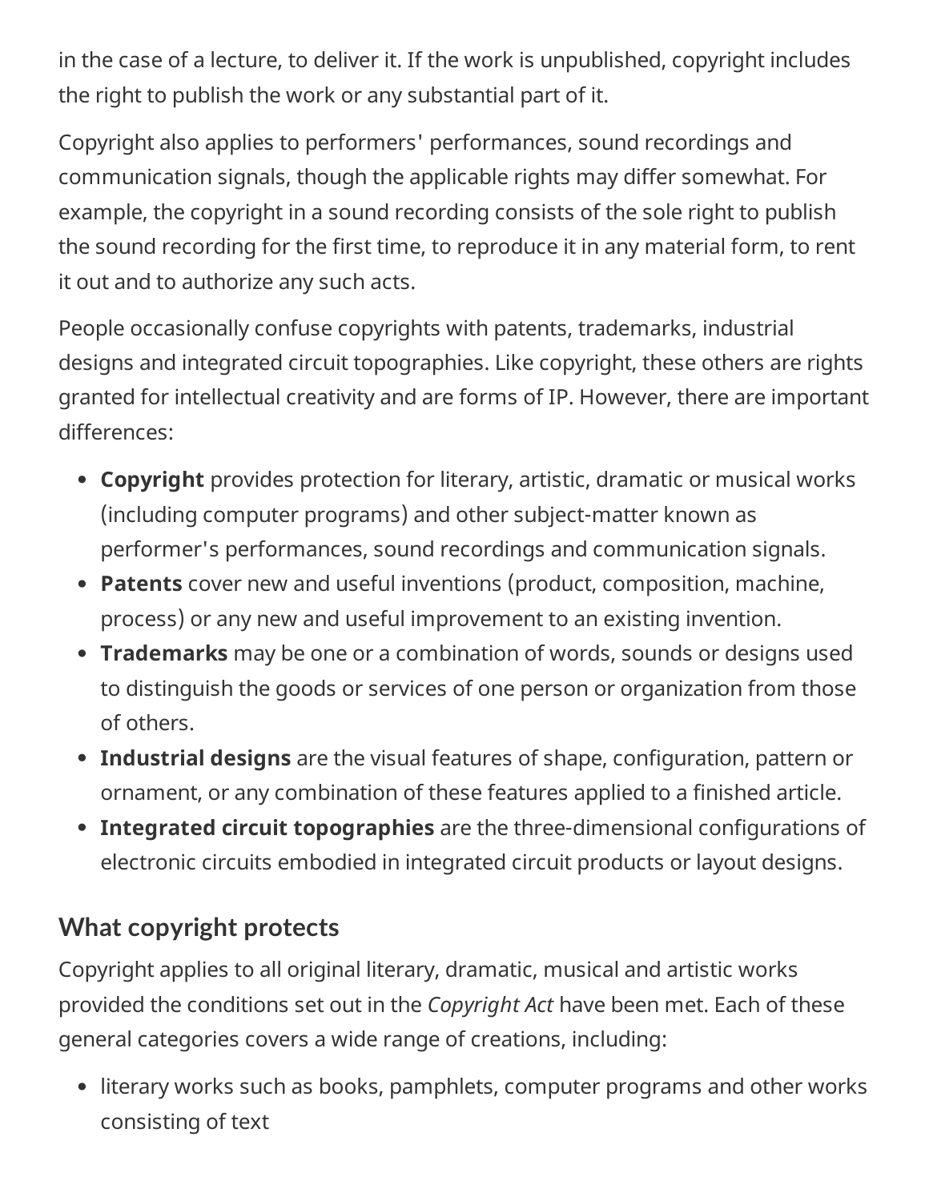in the case of a lecture, to deliver it. If the work is unpublished, copyright includes the right to publish the work or any substantial part of it.

Copyright also applies to performers' performances, sound recordings and communication signals, though the applicable rights may differ somewhat. For example, the copyright in a sound recording consists of the sole right to publish the sound recording for the first time, to reproduce it in any material form, to rent it out and to authorize any such acts.

People occasionally confuse copyrights with patents, trademarks, industrial designs and integrated circuit topographies. Like copyright, these others are rights granted for intellectual creativity and are forms of IP. However, there are important differences:

- **Copyright** provides protection for literary, artistic, dramatic or musical works (including computer programs) and other subject-matter known as performer's performances, sound recordings and communication signals.
- **Patents** cover new and useful inventions (product, composition, machine, process) or any new and useful improvement to an existing invention.
- **Trademarks** may be one or a combination of words, sounds or designs used to distinguish the goods or services of one person or organization from those of others.
- **Industrial designs** are the visual features of shape, configuration, pattern or ornament, or any combination of these features applied to a finished article.
- **Integrated circuit topographies** are the three-dimensional configurations of electronic circuits embodied in integrated circuit products or layout designs.

## What copyright protects

Copyright applies to all original literary, dramatic, musical and artistic works provided the conditions set out in the *Copyright Act* have been met. Each of these general categories covers a wide range of creations, including:

- literary works such as books, pamphlets, computer programs and other works consisting of text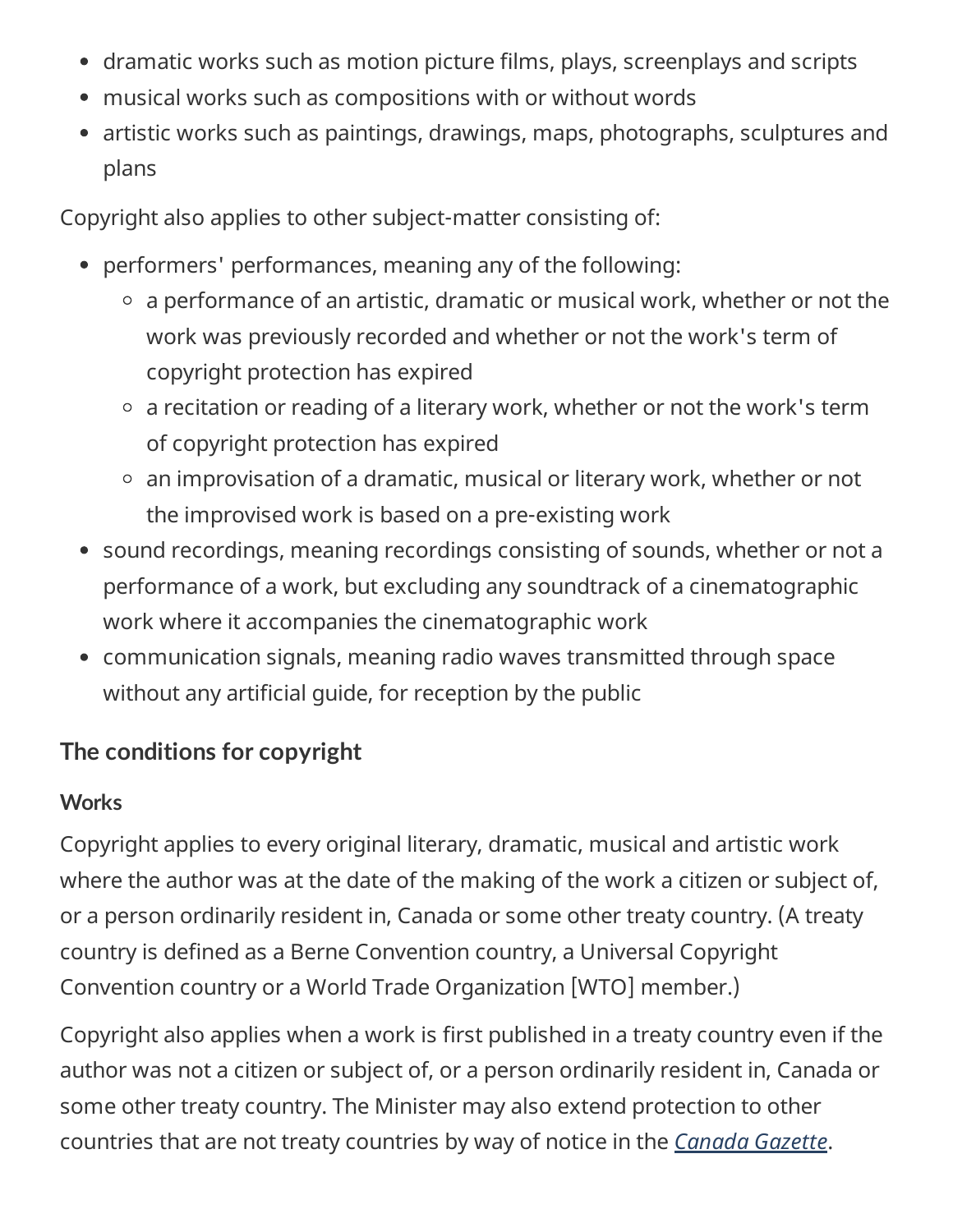- dramatic works such as motion picture films, plays, screenplays and scripts
- musical works such as compositions with or without words
- artistic works such as paintings, drawings, maps, photographs, sculptures and plans

Copyright also applies to other subject-matter consisting of:

- performers' performances, meaning any of the following:
  - a performance of an artistic, dramatic or musical work, whether or not the work was previously recorded and whether or not the work's term of copyright protection has expired
  - a recitation or reading of a literary work, whether or not the work's term of copyright protection has expired
  - an improvisation of a dramatic, musical or literary work, whether or not the improvised work is based on a pre-existing work
- sound recordings, meaning recordings consisting of sounds, whether or not a performance of a work, but excluding any soundtrack of a cinematographic work where it accompanies the cinematographic work
- communication signals, meaning radio waves transmitted through space without any artificial guide, for reception by the public

## The conditions for copyright

### Works

Copyright applies to every original literary, dramatic, musical and artistic work where the author was at the date of the making of the work a citizen or subject of, or a person ordinarily resident in, Canada or some other treaty country. (A treaty country is defined as a Berne Convention country, a Universal Copyright Convention country or a World Trade Organization [WTO] member.)

Copyright also applies when a work is first published in a treaty country even if the author was not a citizen or subject of, or a person ordinarily resident in, Canada or some other treaty country. The Minister may also extend protection to other countries that are not treaty countries by way of notice in the *Canada Gazette*.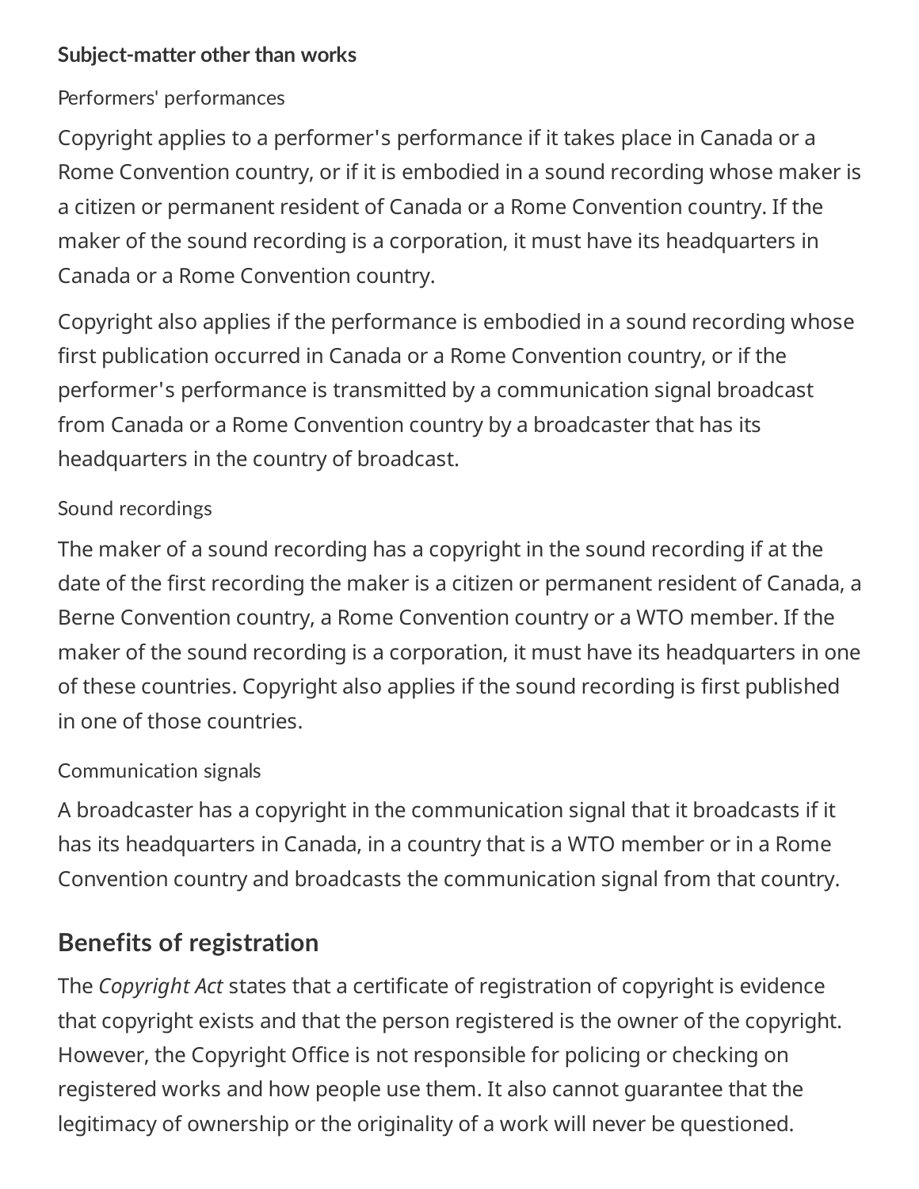### Subject-matter other than works

#### Performers' performances

Copyright applies to a performer's performance if it takes place in Canada or a Rome Convention country, or if it is embodied in a sound recording whose maker is a citizen or permanent resident of Canada or a Rome Convention country. If the maker of the sound recording is a corporation, it must have its headquarters in Canada or a Rome Convention country.

Copyright also applies if the performance is embodied in a sound recording whose first publication occurred in Canada or a Rome Convention country, or if the performer's performance is transmitted by a communication signal broadcast from Canada or a Rome Convention country by a broadcaster that has its headquarters in the country of broadcast.

#### Sound recordings

The maker of a sound recording has a copyright in the sound recording if at the date of the first recording the maker is a citizen or permanent resident of Canada, a Berne Convention country, a Rome Convention country or a WTO member. If the maker of the sound recording is a corporation, it must have its headquarters in one of these countries. Copyright also applies if the sound recording is first published in one of those countries.

#### Communication signals

A broadcaster has a copyright in the communication signal that it broadcasts if it has its headquarters in Canada, in a country that is a WTO member or in a Rome Convention country and broadcasts the communication signal from that country.

## Benefits of registration

The *Copyright Act* states that a certificate of registration of copyright is evidence that copyright exists and that the person registered is the owner of the copyright. However, the Copyright Office is not responsible for policing or checking on registered works and how people use them. It also cannot guarantee that the legitimacy of ownership or the originality of a work will never be questioned.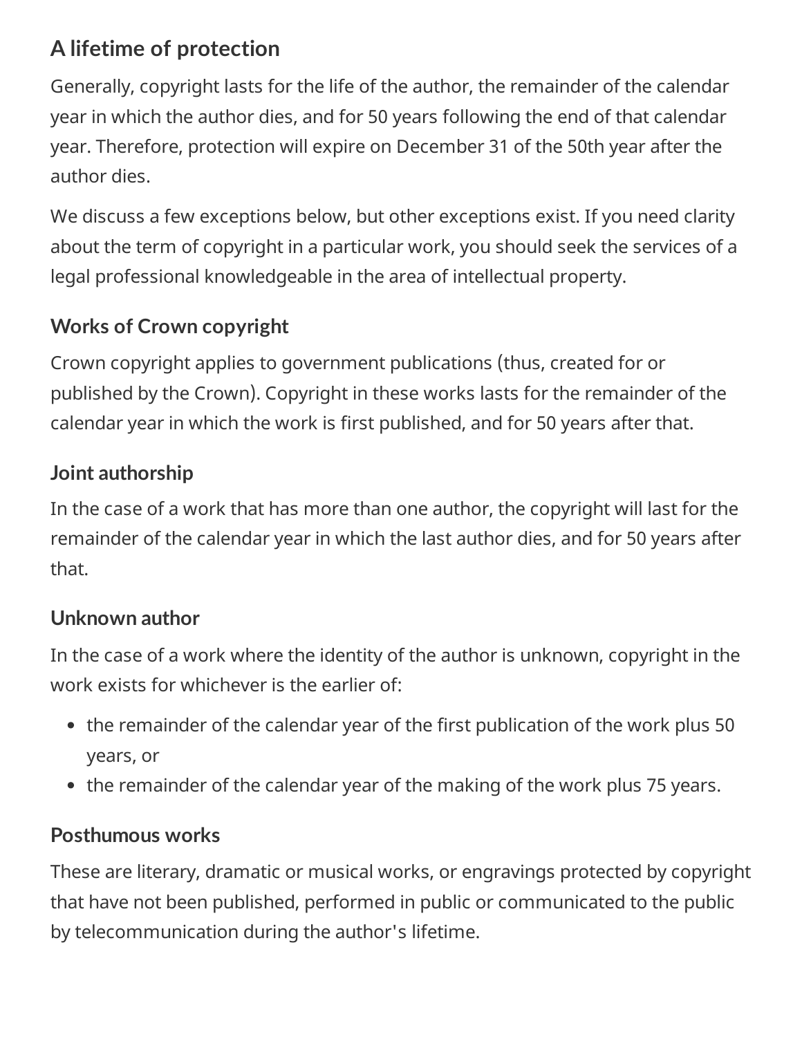## A lifetime of protection

Generally, copyright lasts for the life of the author, the remainder of the calendar year in which the author dies, and for 50 years following the end of that calendar year. Therefore, protection will expire on December 31 of the 50th year after the author dies.

We discuss a few exceptions below, but other exceptions exist. If you need clarity about the term of copyright in a particular work, you should seek the services of a legal professional knowledgeable in the area of intellectual property.

### Works of Crown copyright

Crown copyright applies to government publications (thus, created for or published by the Crown). Copyright in these works lasts for the remainder of the calendar year in which the work is first published, and for 50 years after that.

### Joint authorship

In the case of a work that has more than one author, the copyright will last for the remainder of the calendar year in which the last author dies, and for 50 years after that.

### Unknown author

In the case of a work where the identity of the author is unknown, copyright in the work exists for whichever is the earlier of:

- the remainder of the calendar year of the first publication of the work plus 50 years, or
- the remainder of the calendar year of the making of the work plus 75 years.

### Posthumous works

These are literary, dramatic or musical works, or engravings protected by copyright that have not been published, performed in public or communicated to the public by telecommunication during the author's lifetime.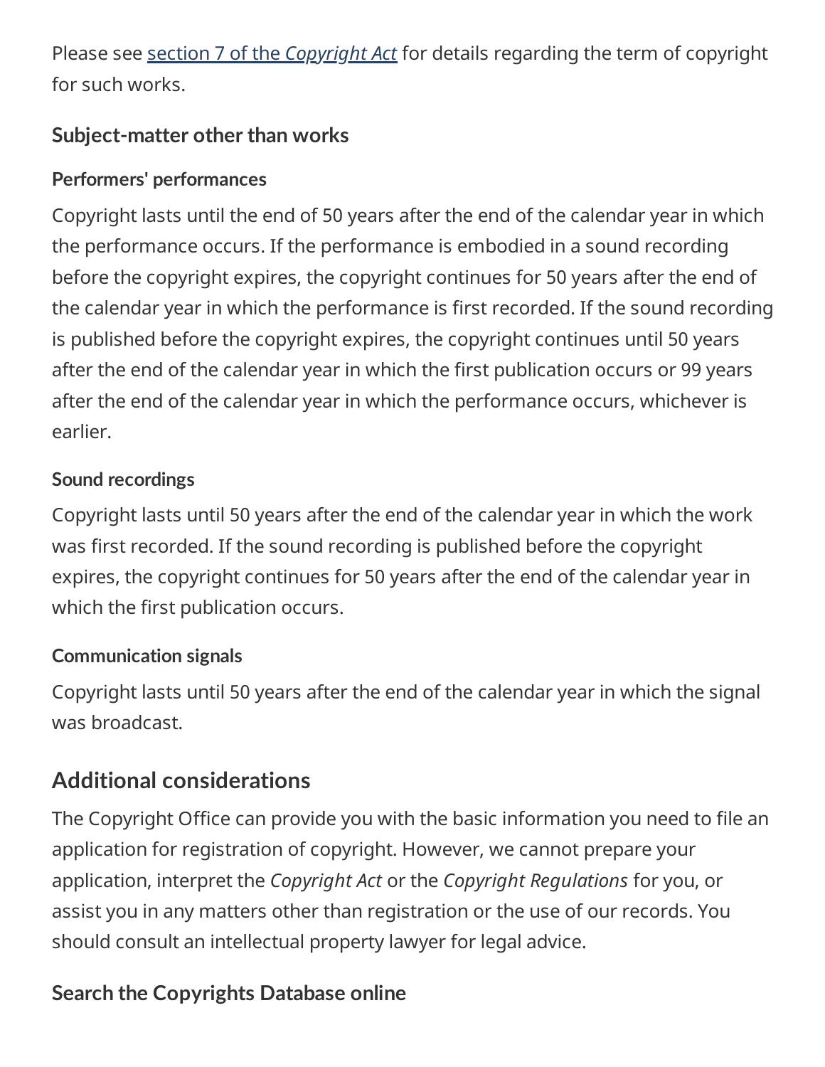Please see [section 7 of the *Copyright Act*]() for details regarding the term of copyright for such works.

### Subject-matter other than works

#### Performers' performances

Copyright lasts until the end of 50 years after the end of the calendar year in which the performance occurs. If the performance is embodied in a sound recording before the copyright expires, the copyright continues for 50 years after the end of the calendar year in which the performance is first recorded. If the sound recording is published before the copyright expires, the copyright continues until 50 years after the end of the calendar year in which the first publication occurs or 99 years after the end of the calendar year in which the performance occurs, whichever is earlier.

#### Sound recordings

Copyright lasts until 50 years after the end of the calendar year in which the work was first recorded. If the sound recording is published before the copyright expires, the copyright continues for 50 years after the end of the calendar year in which the first publication occurs.

#### Communication signals

Copyright lasts until 50 years after the end of the calendar year in which the signal was broadcast.

## Additional considerations

The Copyright Office can provide you with the basic information you need to file an application for registration of copyright. However, we cannot prepare your application, interpret the *Copyright Act* or the *Copyright Regulations* for you, or assist you in any matters other than registration or the use of our records. You should consult an intellectual property lawyer for legal advice.

### Search the Copyrights Database online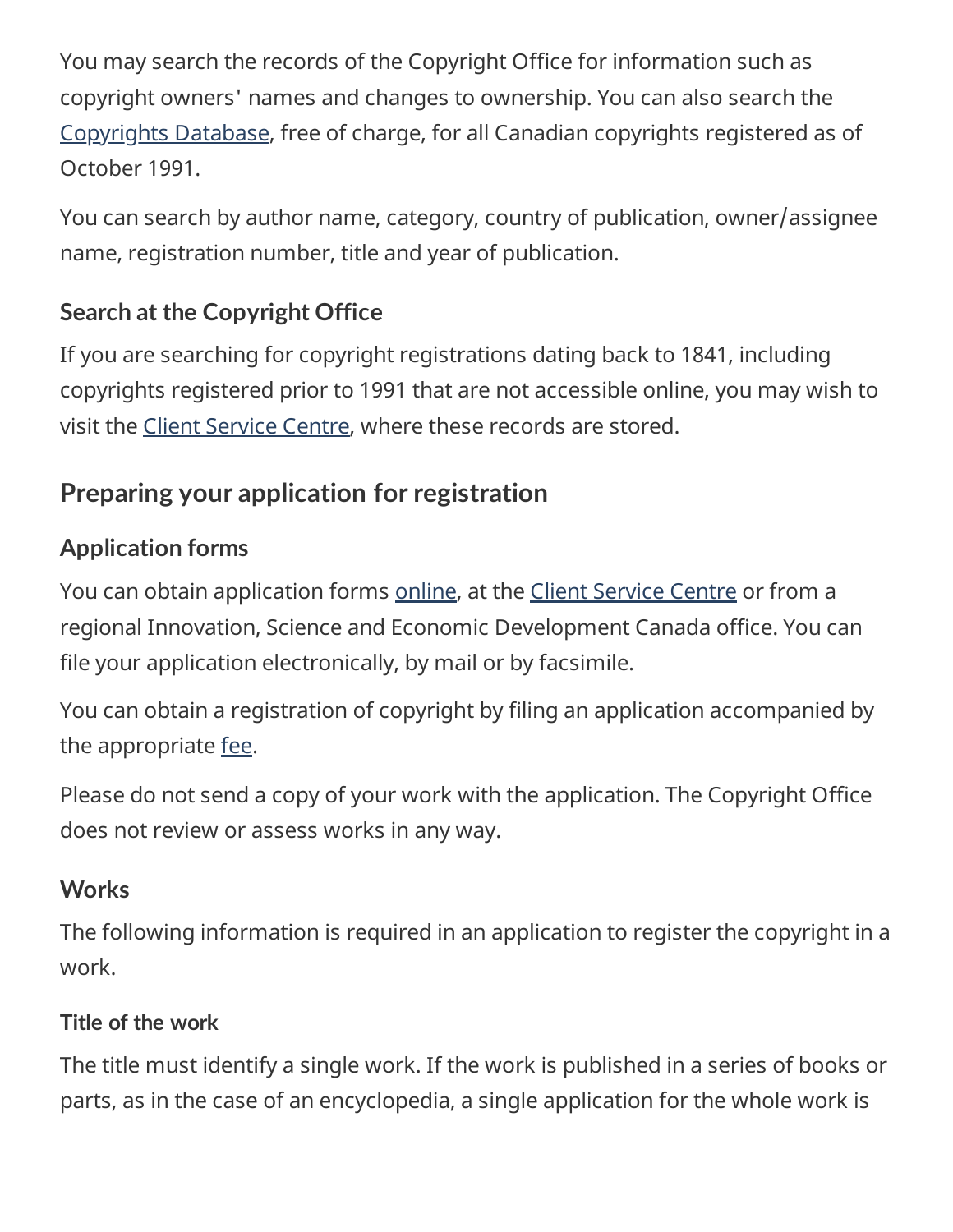You may search the records of the Copyright Office for information such as copyright owners' names and changes to ownership. You can also search the Copyrights Database, free of charge, for all Canadian copyrights registered as of October 1991.

You can search by author name, category, country of publication, owner/assignee name, registration number, title and year of publication.

### Search at the Copyright Office

If you are searching for copyright registrations dating back to 1841, including copyrights registered prior to 1991 that are not accessible online, you may wish to visit the Client Service Centre, where these records are stored.

## Preparing your application for registration

### Application forms

You can obtain application forms online, at the Client Service Centre or from a regional Innovation, Science and Economic Development Canada office. You can file your application electronically, by mail or by facsimile.

You can obtain a registration of copyright by filing an application accompanied by the appropriate fee.

Please do not send a copy of your work with the application. The Copyright Office does not review or assess works in any way.

### Works

The following information is required in an application to register the copyright in a work.

#### Title of the work

The title must identify a single work. If the work is published in a series of books or parts, as in the case of an encyclopedia, a single application for the whole work is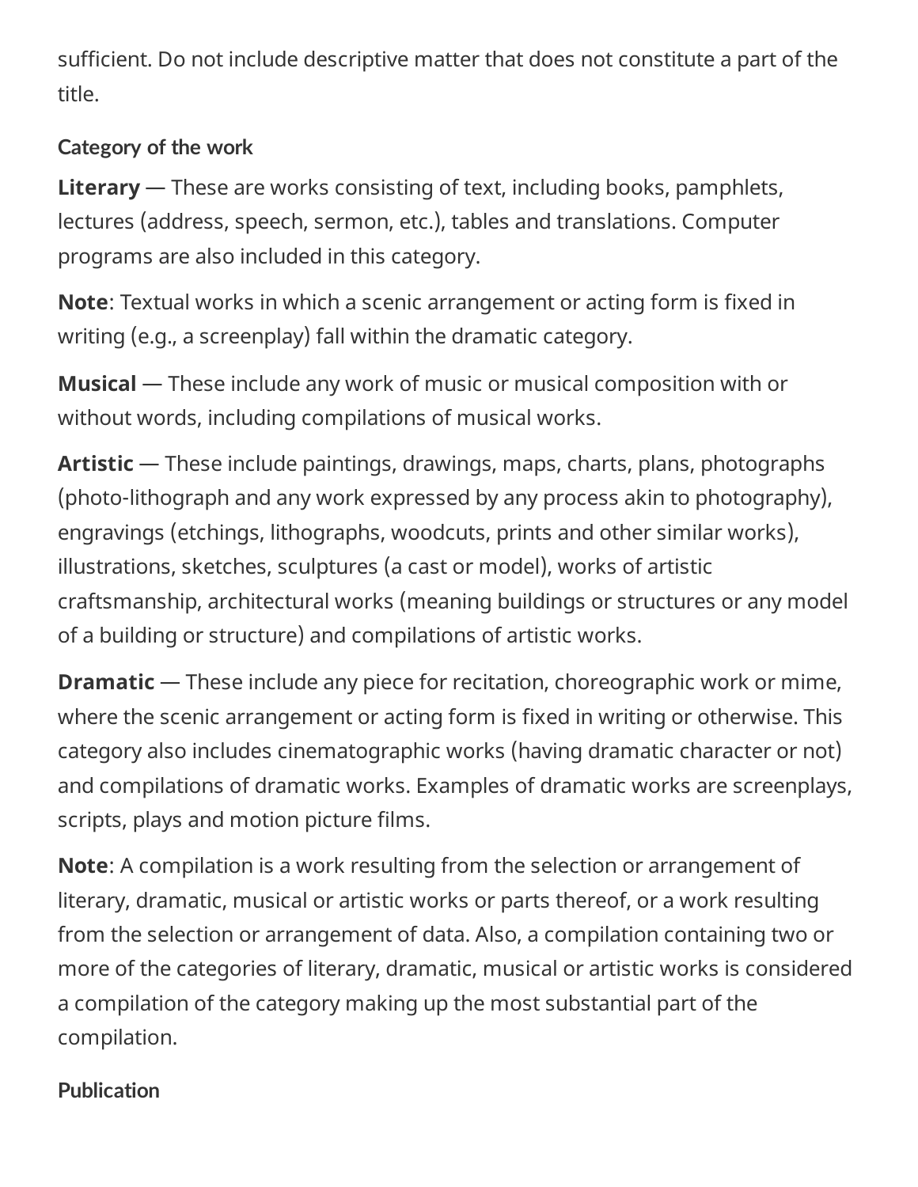sufficient. Do not include descriptive matter that does not constitute a part of the title.

### Category of the work

**Literary** — These are works consisting of text, including books, pamphlets, lectures (address, speech, sermon, etc.), tables and translations. Computer programs are also included in this category.

**Note**: Textual works in which a scenic arrangement or acting form is fixed in writing (e.g., a screenplay) fall within the dramatic category.

**Musical** — These include any work of music or musical composition with or without words, including compilations of musical works.

**Artistic** — These include paintings, drawings, maps, charts, plans, photographs (photo-lithograph and any work expressed by any process akin to photography), engravings (etchings, lithographs, woodcuts, prints and other similar works), illustrations, sketches, sculptures (a cast or model), works of artistic craftsmanship, architectural works (meaning buildings or structures or any model of a building or structure) and compilations of artistic works.

**Dramatic** — These include any piece for recitation, choreographic work or mime, where the scenic arrangement or acting form is fixed in writing or otherwise. This category also includes cinematographic works (having dramatic character or not) and compilations of dramatic works. Examples of dramatic works are screenplays, scripts, plays and motion picture films.

**Note**: A compilation is a work resulting from the selection or arrangement of literary, dramatic, musical or artistic works or parts thereof, or a work resulting from the selection or arrangement of data. Also, a compilation containing two or more of the categories of literary, dramatic, musical or artistic works is considered a compilation of the category making up the most substantial part of the compilation.

### Publication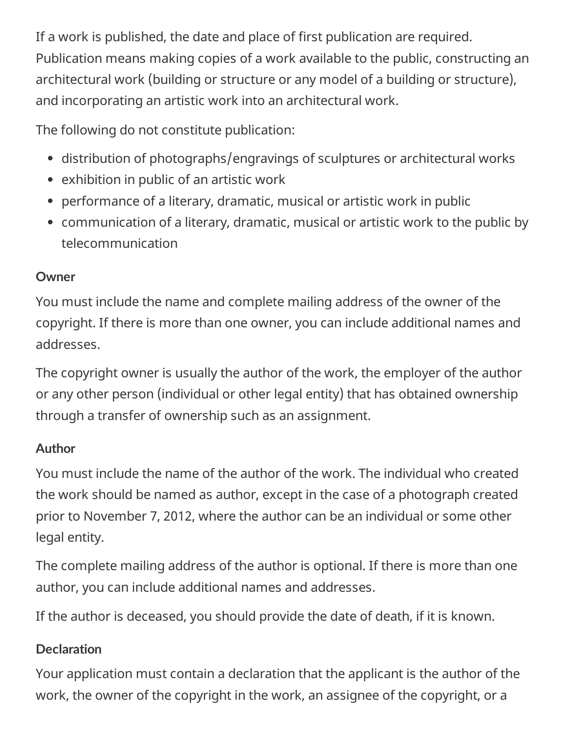If a work is published, the date and place of first publication are required. Publication means making copies of a work available to the public, constructing an architectural work (building or structure or any model of a building or structure), and incorporating an artistic work into an architectural work.

The following do not constitute publication:

- distribution of photographs/engravings of sculptures or architectural works
- exhibition in public of an artistic work
- performance of a literary, dramatic, musical or artistic work in public
- communication of a literary, dramatic, musical or artistic work to the public by telecommunication

#### Owner

You must include the name and complete mailing address of the owner of the copyright. If there is more than one owner, you can include additional names and addresses.

The copyright owner is usually the author of the work, the employer of the author or any other person (individual or other legal entity) that has obtained ownership through a transfer of ownership such as an assignment.

#### Author

You must include the name of the author of the work. The individual who created the work should be named as author, except in the case of a photograph created prior to November 7, 2012, where the author can be an individual or some other legal entity.

The complete mailing address of the author is optional. If there is more than one author, you can include additional names and addresses.

If the author is deceased, you should provide the date of death, if it is known.

#### Declaration

Your application must contain a declaration that the applicant is the author of the work, the owner of the copyright in the work, an assignee of the copyright, or a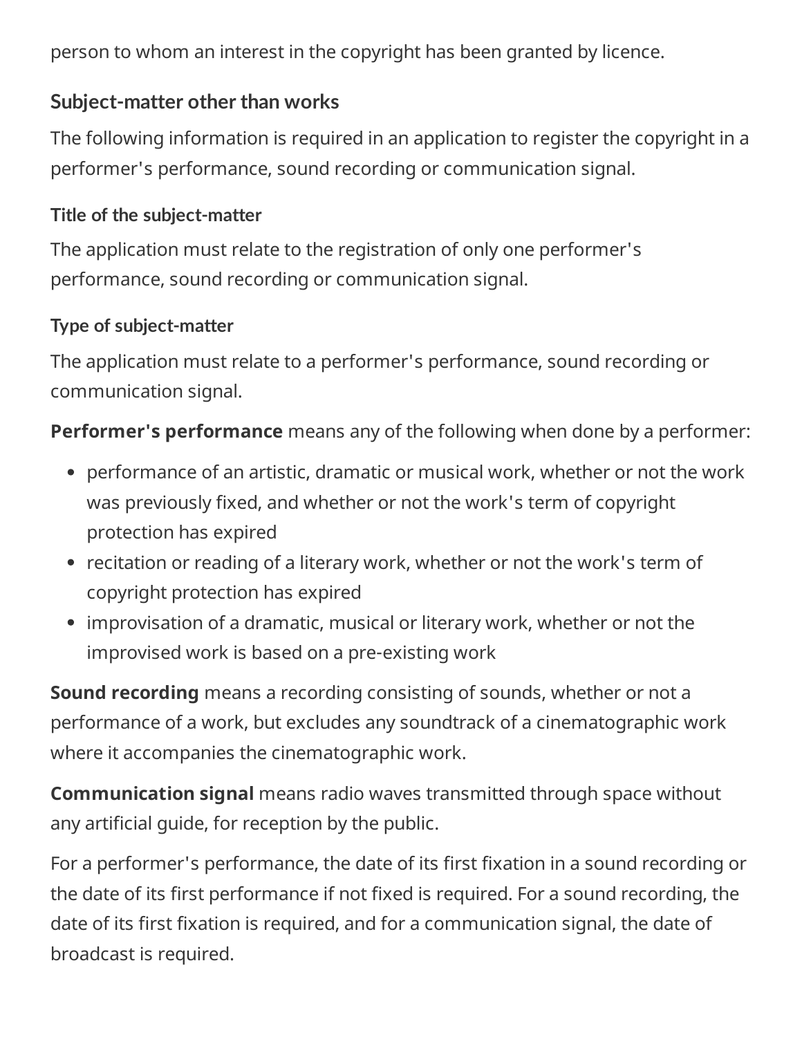person to whom an interest in the copyright has been granted by licence.

## Subject-matter other than works

The following information is required in an application to register the copyright in a performer's performance, sound recording or communication signal.

### Title of the subject-matter

The application must relate to the registration of only one performer's performance, sound recording or communication signal.

### Type of subject-matter

The application must relate to a performer's performance, sound recording or communication signal.

**Performer's performance** means any of the following when done by a performer:

- performance of an artistic, dramatic or musical work, whether or not the work was previously fixed, and whether or not the work's term of copyright protection has expired
- recitation or reading of a literary work, whether or not the work's term of copyright protection has expired
- improvisation of a dramatic, musical or literary work, whether or not the improvised work is based on a pre-existing work

**Sound recording** means a recording consisting of sounds, whether or not a performance of a work, but excludes any soundtrack of a cinematographic work where it accompanies the cinematographic work.

**Communication signal** means radio waves transmitted through space without any artificial guide, for reception by the public.

For a performer's performance, the date of its first fixation in a sound recording or the date of its first performance if not fixed is required. For a sound recording, the date of its first fixation is required, and for a communication signal, the date of broadcast is required.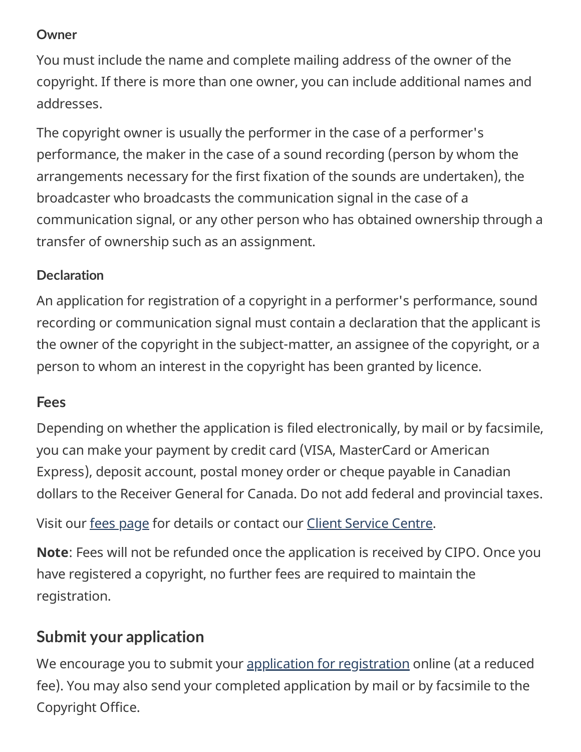#### Owner

You must include the name and complete mailing address of the owner of the copyright. If there is more than one owner, you can include additional names and addresses.

The copyright owner is usually the performer in the case of a performer's performance, the maker in the case of a sound recording (person by whom the arrangements necessary for the first fixation of the sounds are undertaken), the broadcaster who broadcasts the communication signal in the case of a communication signal, or any other person who has obtained ownership through a transfer of ownership such as an assignment.

#### Declaration

An application for registration of a copyright in a performer's performance, sound recording or communication signal must contain a declaration that the applicant is the owner of the copyright in the subject-matter, an assignee of the copyright, or a person to whom an interest in the copyright has been granted by licence.

### Fees

Depending on whether the application is filed electronically, by mail or by facsimile, you can make your payment by credit card (VISA, MasterCard or American Express), deposit account, postal money order or cheque payable in Canadian dollars to the Receiver General for Canada. Do not add federal and provincial taxes.

Visit our fees page for details or contact our Client Service Centre.

**Note**: Fees will not be refunded once the application is received by CIPO. Once you have registered a copyright, no further fees are required to maintain the registration.

## Submit your application

We encourage you to submit your application for registration online (at a reduced fee). You may also send your completed application by mail or by facsimile to the Copyright Office.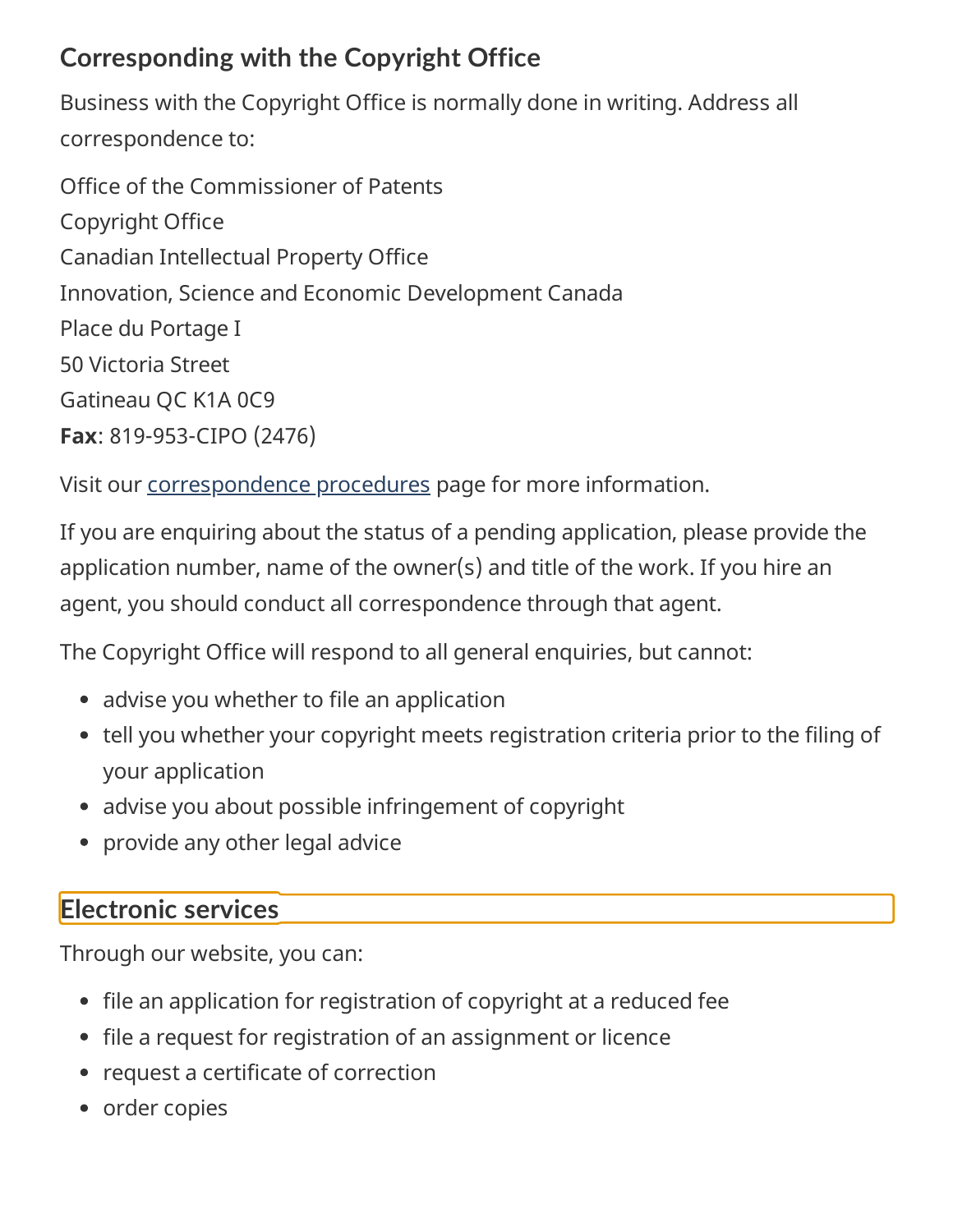## Corresponding with the Copyright Office

Business with the Copyright Office is normally done in writing. Address all correspondence to:

Office of the Commissioner of Patents
Copyright Office
Canadian Intellectual Property Office
Innovation, Science and Economic Development Canada
Place du Portage I
50 Victoria Street
Gatineau QC K1A 0C9
**Fax**: 819-953-CIPO (2476)

Visit our correspondence procedures page for more information.

If you are enquiring about the status of a pending application, please provide the application number, name of the owner(s) and title of the work. If you hire an agent, you should conduct all correspondence through that agent.

The Copyright Office will respond to all general enquiries, but cannot:

- advise you whether to file an application
- tell you whether your copyright meets registration criteria prior to the filing of your application
- advise you about possible infringement of copyright
- provide any other legal advice

## Electronic services

Through our website, you can:

- file an application for registration of copyright at a reduced fee
- file a request for registration of an assignment or licence
- request a certificate of correction
- order copies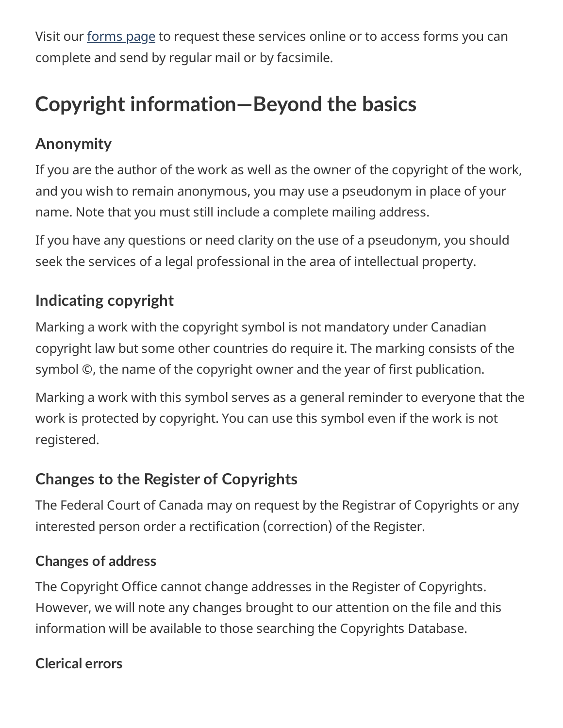Visit our [forms page](forms page) to request these services online or to access forms you can complete and send by regular mail or by facsimile.

# Copyright information—Beyond the basics

## Anonymity

If you are the author of the work as well as the owner of the copyright of the work, and you wish to remain anonymous, you may use a pseudonym in place of your name. Note that you must still include a complete mailing address.

If you have any questions or need clarity on the use of a pseudonym, you should seek the services of a legal professional in the area of intellectual property.

## Indicating copyright

Marking a work with the copyright symbol is not mandatory under Canadian copyright law but some other countries do require it. The marking consists of the symbol ©, the name of the copyright owner and the year of first publication.

Marking a work with this symbol serves as a general reminder to everyone that the work is protected by copyright. You can use this symbol even if the work is not registered.

## Changes to the Register of Copyrights

The Federal Court of Canada may on request by the Registrar of Copyrights or any interested person order a rectification (correction) of the Register.

### Changes of address

The Copyright Office cannot change addresses in the Register of Copyrights. However, we will note any changes brought to our attention on the file and this information will be available to those searching the Copyrights Database.

### Clerical errors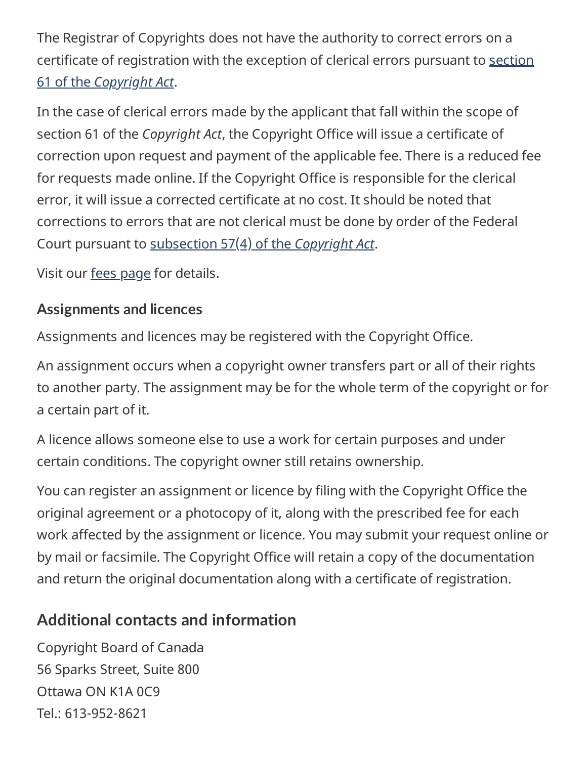The Registrar of Copyrights does not have the authority to correct errors on a certificate of registration with the exception of clerical errors pursuant to section 61 of the *Copyright Act*.

In the case of clerical errors made by the applicant that fall within the scope of section 61 of the *Copyright Act*, the Copyright Office will issue a certificate of correction upon request and payment of the applicable fee. There is a reduced fee for requests made online. If the Copyright Office is responsible for the clerical error, it will issue a corrected certificate at no cost. It should be noted that corrections to errors that are not clerical must be done by order of the Federal Court pursuant to subsection 57(4) of the *Copyright Act*.

Visit our fees page for details.

### Assignments and licences

Assignments and licences may be registered with the Copyright Office.

An assignment occurs when a copyright owner transfers part or all of their rights to another party. The assignment may be for the whole term of the copyright or for a certain part of it.

A licence allows someone else to use a work for certain purposes and under certain conditions. The copyright owner still retains ownership.

You can register an assignment or licence by filing with the Copyright Office the original agreement or a photocopy of it, along with the prescribed fee for each work affected by the assignment or licence. You may submit your request online or by mail or facsimile. The Copyright Office will retain a copy of the documentation and return the original documentation along with a certificate of registration.

## Additional contacts and information

Copyright Board of Canada  
56 Sparks Street, Suite 800  
Ottawa ON K1A 0C9  
Tel.: 613-952-8621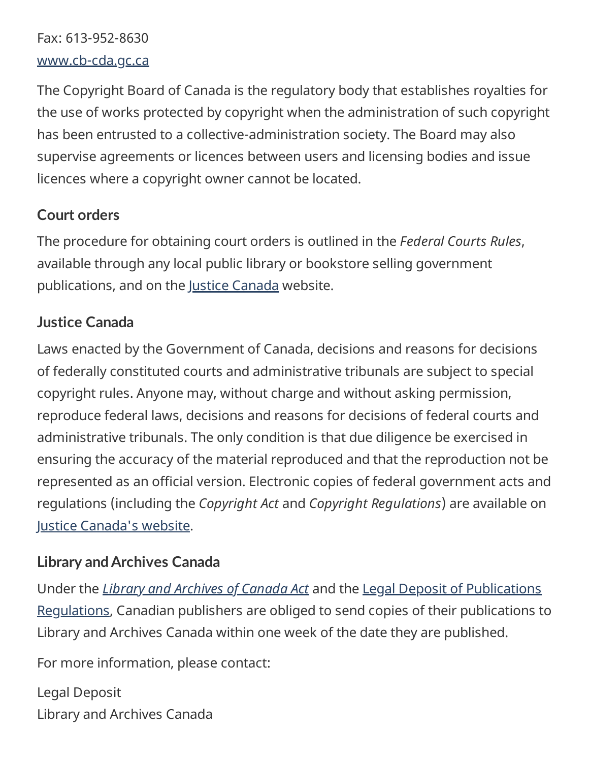Fax: 613-952-8630
[www.cb-cda.gc.ca](www.cb-cda.gc.ca)

The Copyright Board of Canada is the regulatory body that establishes royalties for the use of works protected by copyright when the administration of such copyright has been entrusted to a collective-administration society. The Board may also supervise agreements or licences between users and licensing bodies and issue licences where a copyright owner cannot be located.

### Court orders

The procedure for obtaining court orders is outlined in the *Federal Courts Rules*, available through any local public library or bookstore selling government publications, and on the Justice Canada website.

### Justice Canada

Laws enacted by the Government of Canada, decisions and reasons for decisions of federally constituted courts and administrative tribunals are subject to special copyright rules. Anyone may, without charge and without asking permission, reproduce federal laws, decisions and reasons for decisions of federal courts and administrative tribunals. The only condition is that due diligence be exercised in ensuring the accuracy of the material reproduced and that the reproduction not be represented as an official version. Electronic copies of federal government acts and regulations (including the *Copyright Act* and *Copyright Regulations*) are available on Justice Canada's website.

### Library and Archives Canada

Under the *Library and Archives of Canada Act* and the Legal Deposit of Publications Regulations, Canadian publishers are obliged to send copies of their publications to Library and Archives Canada within one week of the date they are published.

For more information, please contact:

Legal Deposit
Library and Archives Canada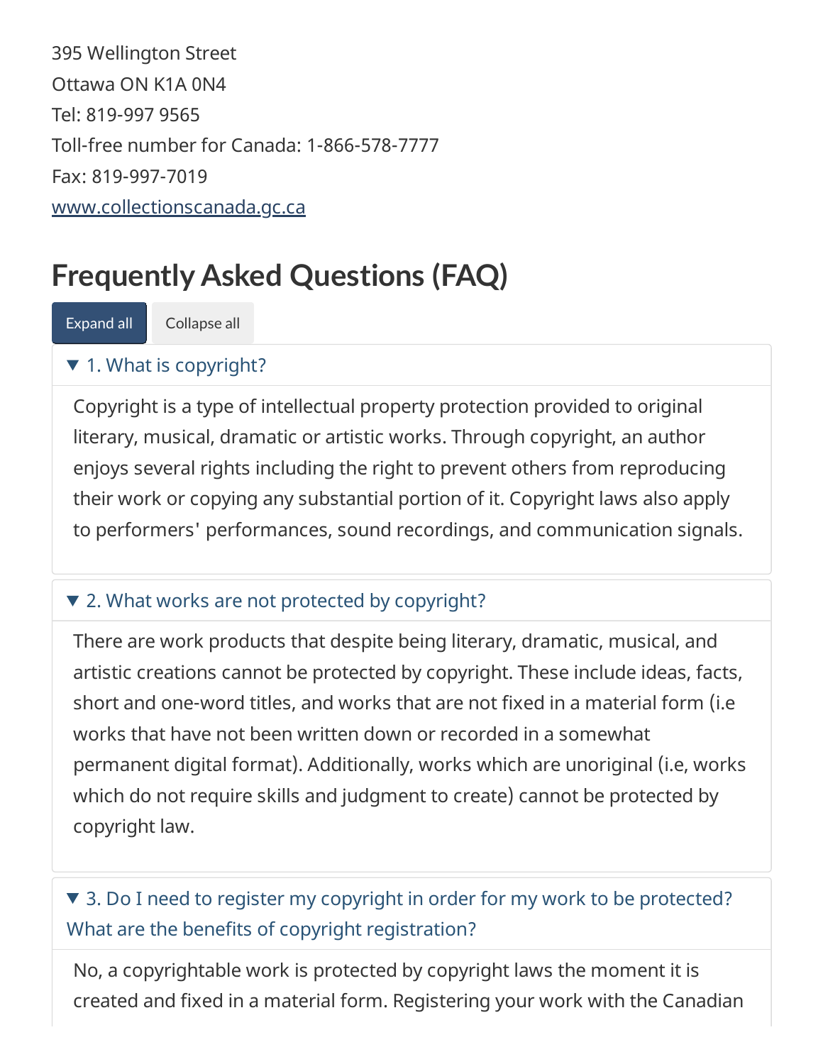395 Wellington Street
Ottawa ON K1A 0N4
Tel: 819-997 9565
Toll-free number for Canada: 1-866-578-7777
Fax: 819-997-7019
www.collectionscanada.gc.ca

## Frequently Asked Questions (FAQ)

Expand all | Collapse all

### 1. What is copyright?

Copyright is a type of intellectual property protection provided to original literary, musical, dramatic or artistic works. Through copyright, an author enjoys several rights including the right to prevent others from reproducing their work or copying any substantial portion of it. Copyright laws also apply to performers' performances, sound recordings, and communication signals.

### 2. What works are not protected by copyright?

There are work products that despite being literary, dramatic, musical, and artistic creations cannot be protected by copyright. These include ideas, facts, short and one-word titles, and works that are not fixed in a material form (i.e works that have not been written down or recorded in a somewhat permanent digital format). Additionally, works which are unoriginal (i.e, works which do not require skills and judgment to create) cannot be protected by copyright law.

### 3. Do I need to register my copyright in order for my work to be protected? What are the benefits of copyright registration?

No, a copyrightable work is protected by copyright laws the moment it is created and fixed in a material form. Registering your work with the Canadian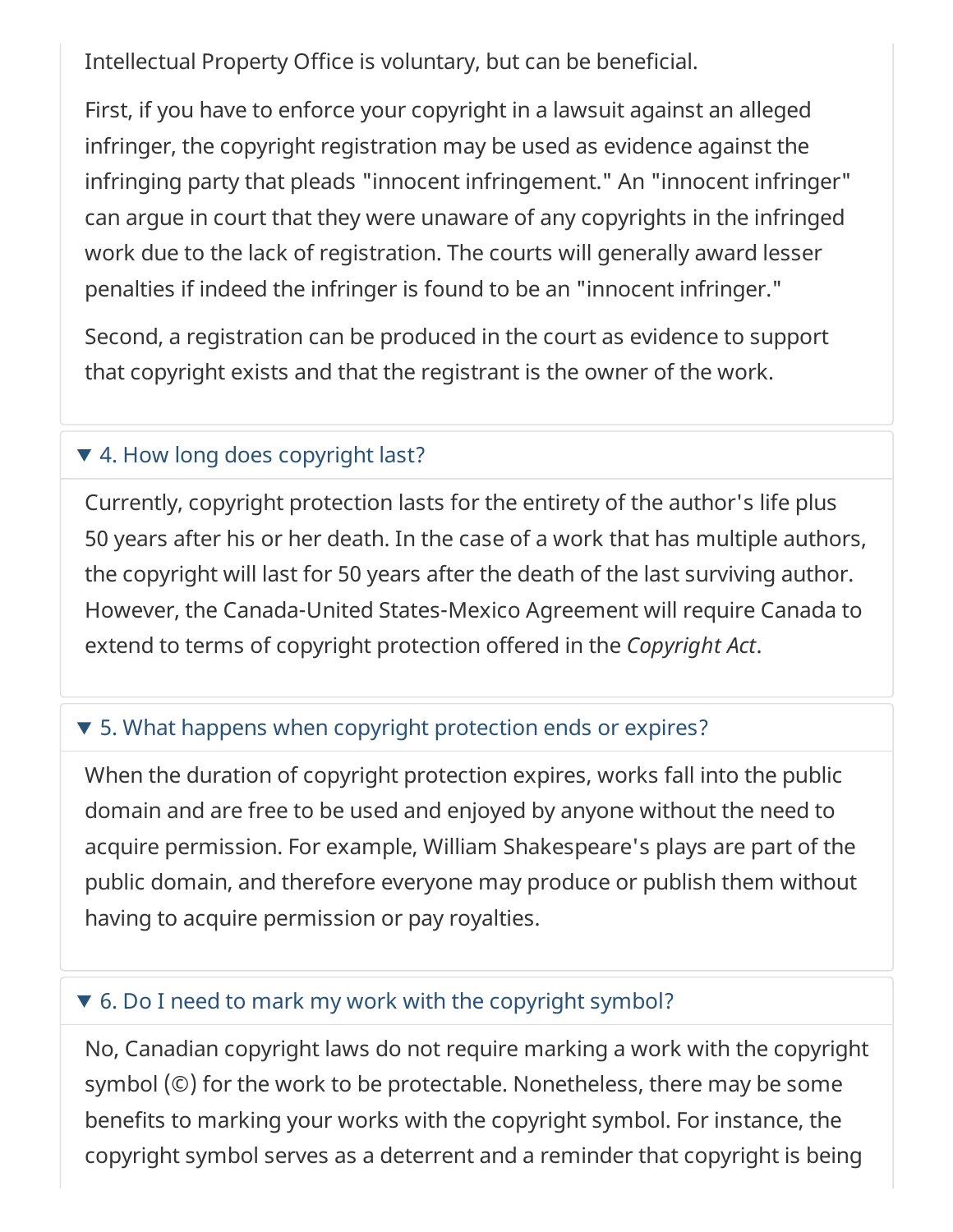Intellectual Property Office is voluntary, but can be beneficial.

First, if you have to enforce your copyright in a lawsuit against an alleged infringer, the copyright registration may be used as evidence against the infringing party that pleads "innocent infringement." An "innocent infringer" can argue in court that they were unaware of any copyrights in the infringed work due to the lack of registration. The courts will generally award lesser penalties if indeed the infringer is found to be an "innocent infringer."

Second, a registration can be produced in the court as evidence to support that copyright exists and that the registrant is the owner of the work.

### ▼ 4. How long does copyright last?

Currently, copyright protection lasts for the entirety of the author's life plus 50 years after his or her death. In the case of a work that has multiple authors, the copyright will last for 50 years after the death of the last surviving author. However, the Canada-United States-Mexico Agreement will require Canada to extend to terms of copyright protection offered in the *Copyright Act*.

### ▼ 5. What happens when copyright protection ends or expires?

When the duration of copyright protection expires, works fall into the public domain and are free to be used and enjoyed by anyone without the need to acquire permission. For example, William Shakespeare's plays are part of the public domain, and therefore everyone may produce or publish them without having to acquire permission or pay royalties.

### ▼ 6. Do I need to mark my work with the copyright symbol?

No, Canadian copyright laws do not require marking a work with the copyright symbol (©) for the work to be protectable. Nonetheless, there may be some benefits to marking your works with the copyright symbol. For instance, the copyright symbol serves as a deterrent and a reminder that copyright is being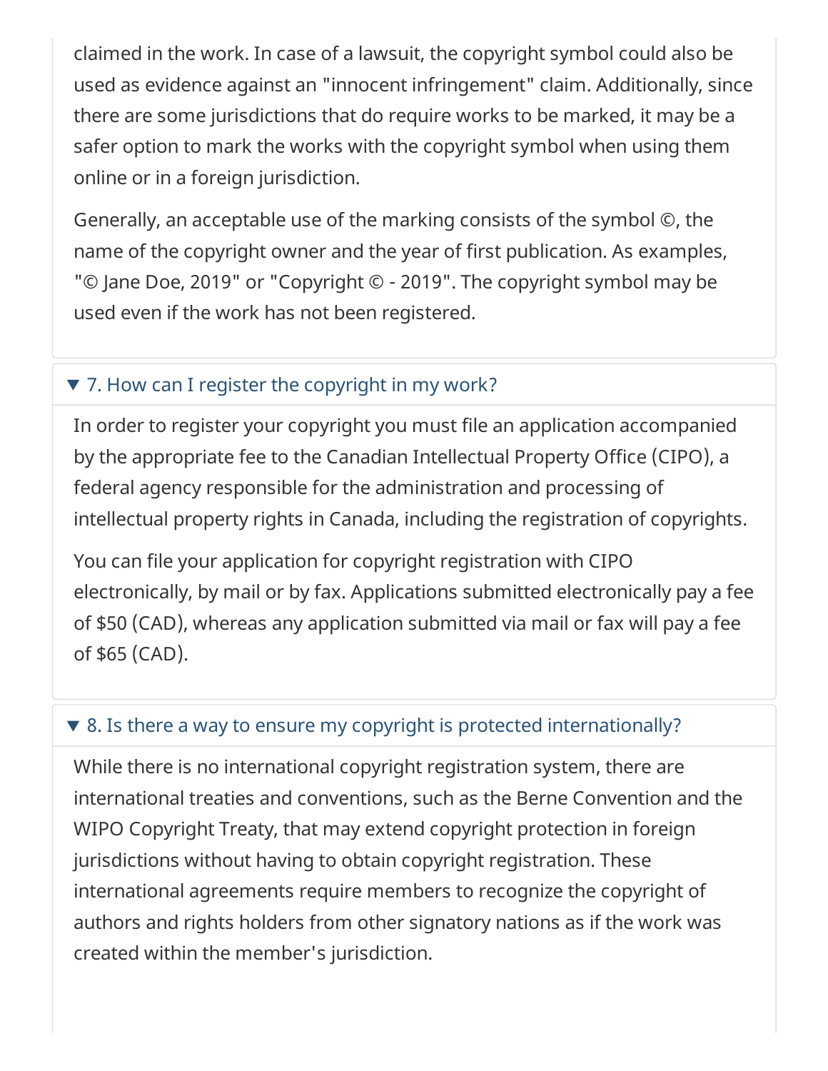claimed in the work. In case of a lawsuit, the copyright symbol could also be used as evidence against an "innocent infringement" claim. Additionally, since there are some jurisdictions that do require works to be marked, it may be a safer option to mark the works with the copyright symbol when using them online or in a foreign jurisdiction.

Generally, an acceptable use of the marking consists of the symbol ©, the name of the copyright owner and the year of first publication. As examples, "© Jane Doe, 2019" or "Copyright © - 2019". The copyright symbol may be used even if the work has not been registered.

### ▼ 7. How can I register the copyright in my work?

In order to register your copyright you must file an application accompanied by the appropriate fee to the Canadian Intellectual Property Office (CIPO), a federal agency responsible for the administration and processing of intellectual property rights in Canada, including the registration of copyrights.

You can file your application for copyright registration with CIPO electronically, by mail or by fax. Applications submitted electronically pay a fee of $50 (CAD), whereas any application submitted via mail or fax will pay a fee of $65 (CAD).

### ▼ 8. Is there a way to ensure my copyright is protected internationally?

While there is no international copyright registration system, there are international treaties and conventions, such as the Berne Convention and the WIPO Copyright Treaty, that may extend copyright protection in foreign jurisdictions without having to obtain copyright registration. These international agreements require members to recognize the copyright of authors and rights holders from other signatory nations as if the work was created within the member's jurisdiction.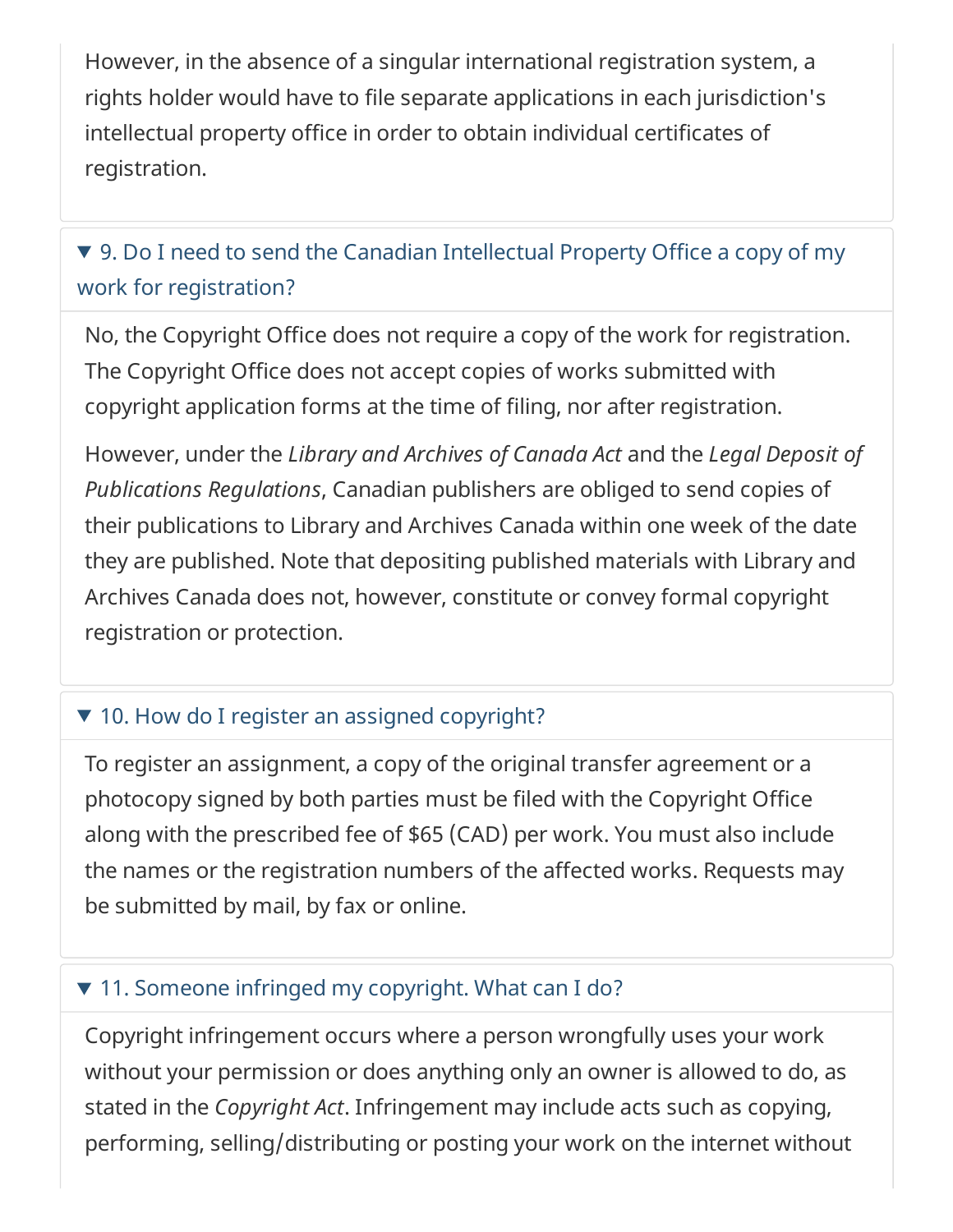However, in the absence of a singular international registration system, a rights holder would have to file separate applications in each jurisdiction's intellectual property office in order to obtain individual certificates of registration.

### ▼ 9. Do I need to send the Canadian Intellectual Property Office a copy of my work for registration?

No, the Copyright Office does not require a copy of the work for registration. The Copyright Office does not accept copies of works submitted with copyright application forms at the time of filing, nor after registration.

However, under the *Library and Archives of Canada Act* and the *Legal Deposit of Publications Regulations*, Canadian publishers are obliged to send copies of their publications to Library and Archives Canada within one week of the date they are published. Note that depositing published materials with Library and Archives Canada does not, however, constitute or convey formal copyright registration or protection.

### ▼ 10. How do I register an assigned copyright?

To register an assignment, a copy of the original transfer agreement or a photocopy signed by both parties must be filed with the Copyright Office along with the prescribed fee of $65 (CAD) per work. You must also include the names or the registration numbers of the affected works. Requests may be submitted by mail, by fax or online.

### ▼ 11. Someone infringed my copyright. What can I do?

Copyright infringement occurs where a person wrongfully uses your work without your permission or does anything only an owner is allowed to do, as stated in the *Copyright Act*. Infringement may include acts such as copying, performing, selling/distributing or posting your work on the internet without